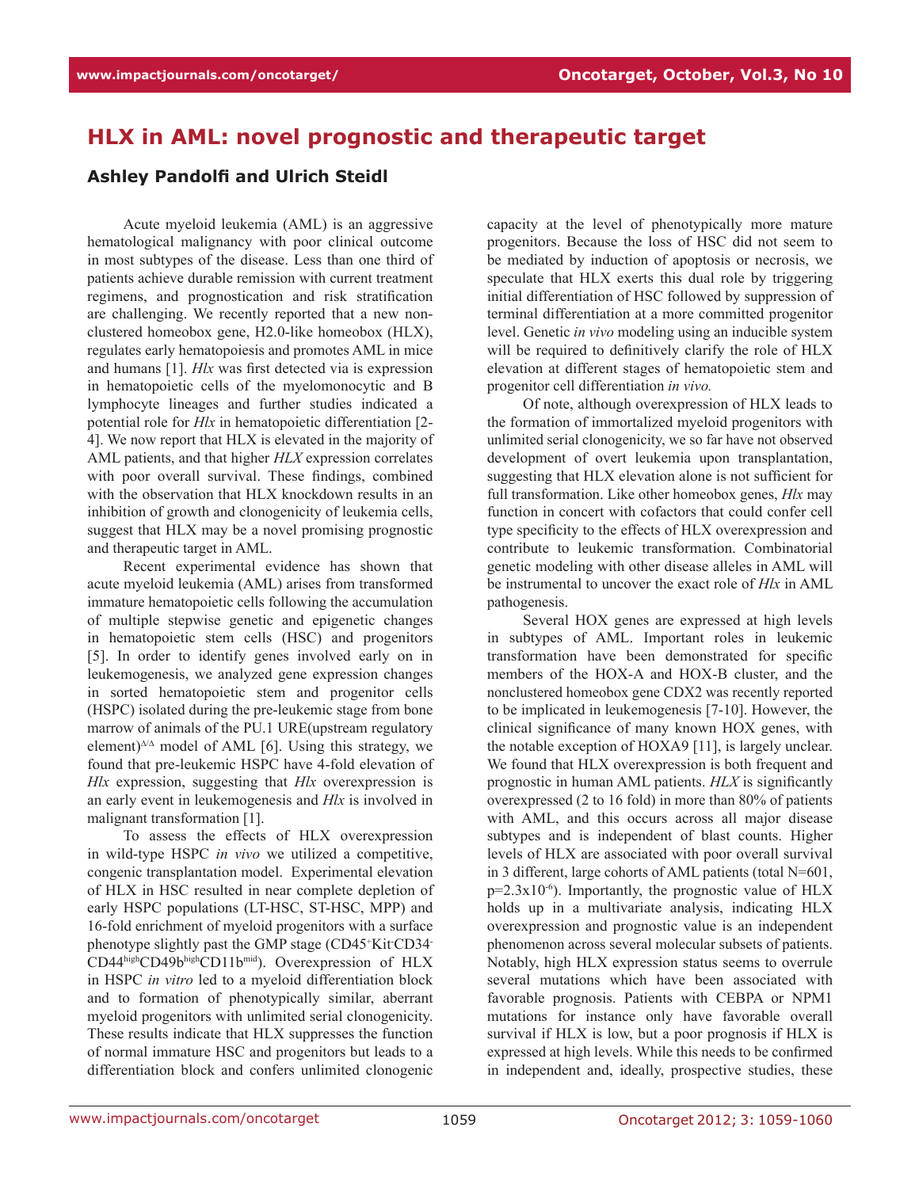# HLX in AML: novel prognostic and therapeutic target

**Ashley Pandolfi and Ulrich Steidl**

Acute myeloid leukemia (AML) is an aggressive hematological malignancy with poor clinical outcome in most subtypes of the disease. Less than one third of patients achieve durable remission with current treatment regimens, and prognostication and risk stratification are challenging. We recently reported that a new non-clustered homeobox gene, H2.0-like homeobox (HLX), regulates early hematopoiesis and promotes AML in mice and humans [1]. *Hlx* was first detected via is expression in hematopoietic cells of the myelomonocytic and B lymphocyte lineages and further studies indicated a potential role for *Hlx* in hematopoietic differentiation [2-4]. We now report that HLX is elevated in the majority of AML patients, and that higher *HLX* expression correlates with poor overall survival. These findings, combined with the observation that HLX knockdown results in an inhibition of growth and clonogenicity of leukemia cells, suggest that HLX may be a novel promising prognostic and therapeutic target in AML.

Recent experimental evidence has shown that acute myeloid leukemia (AML) arises from transformed immature hematopoietic cells following the accumulation of multiple stepwise genetic and epigenetic changes in hematopoietic stem cells (HSC) and progenitors [5]. In order to identify genes involved early on in leukemogenesis, we analyzed gene expression changes in sorted hematopoietic stem and progenitor cells (HSPC) isolated during the pre-leukemic stage from bone marrow of animals of the PU.1 URE(upstream regulatory element)$^{\Delta/\Delta}$ model of AML [6]. Using this strategy, we found that pre-leukemic HSPC have 4-fold elevation of *Hlx* expression, suggesting that *Hlx* overexpression is an early event in leukemogenesis and *Hlx* is involved in malignant transformation [1].

To assess the effects of HLX overexpression in wild-type HSPC *in vivo* we utilized a competitive, congenic transplantation model. Experimental elevation of HLX in HSC resulted in near complete depletion of early HSPC populations (LT-HSC, ST-HSC, MPP) and 16-fold enrichment of myeloid progenitors with a surface phenotype slightly past the GMP stage (CD45$^{+}$Kit$^{-}$CD34$^{-}$CD44$^{high}$CD49b$^{high}$CD11b$^{mid}$). Overexpression of HLX in HSPC *in vitro* led to a myeloid differentiation block and to formation of phenotypically similar, aberrant myeloid progenitors with unlimited serial clonogenicity. These results indicate that HLX suppresses the function of normal immature HSC and progenitors but leads to a differentiation block and confers unlimited clonogenic capacity at the level of phenotypically more mature progenitors. Because the loss of HSC did not seem to be mediated by induction of apoptosis or necrosis, we speculate that HLX exerts this dual role by triggering initial differentiation of HSC followed by suppression of terminal differentiation at a more committed progenitor level. Genetic *in vivo* modeling using an inducible system will be required to definitively clarify the role of HLX elevation at different stages of hematopoietic stem and progenitor cell differentiation *in vivo.*

Of note, although overexpression of HLX leads to the formation of immortalized myeloid progenitors with unlimited serial clonogenicity, we so far have not observed development of overt leukemia upon transplantation, suggesting that HLX elevation alone is not sufficient for full transformation. Like other homeobox genes, *Hlx* may function in concert with cofactors that could confer cell type specificity to the effects of HLX overexpression and contribute to leukemic transformation. Combinatorial genetic modeling with other disease alleles in AML will be instrumental to uncover the exact role of *Hlx* in AML pathogenesis.

Several HOX genes are expressed at high levels in subtypes of AML. Important roles in leukemic transformation have been demonstrated for specific members of the HOX-A and HOX-B cluster, and the nonclustered homeobox gene CDX2 was recently reported to be implicated in leukemogenesis [7-10]. However, the clinical significance of many known HOX genes, with the notable exception of HOXA9 [11], is largely unclear. We found that HLX overexpression is both frequent and prognostic in human AML patients. *HLX* is significantly overexpressed (2 to 16 fold) in more than 80% of patients with AML, and this occurs across all major disease subtypes and is independent of blast counts. Higher levels of HLX are associated with poor overall survival in 3 different, large cohorts of AML patients (total N=601, $p=2.3 \times 10^{-6}$). Importantly, the prognostic value of HLX holds up in a multivariate analysis, indicating HLX overexpression and prognostic value is an independent phenomenon across several molecular subsets of patients. Notably, high HLX expression status seems to overrule several mutations which have been associated with favorable prognosis. Patients with CEBPA or NPM1 mutations for instance only have favorable overall survival if HLX is low, but a poor prognosis if HLX is expressed at high levels. While this needs to be confirmed in independent and, ideally, prospective studies, these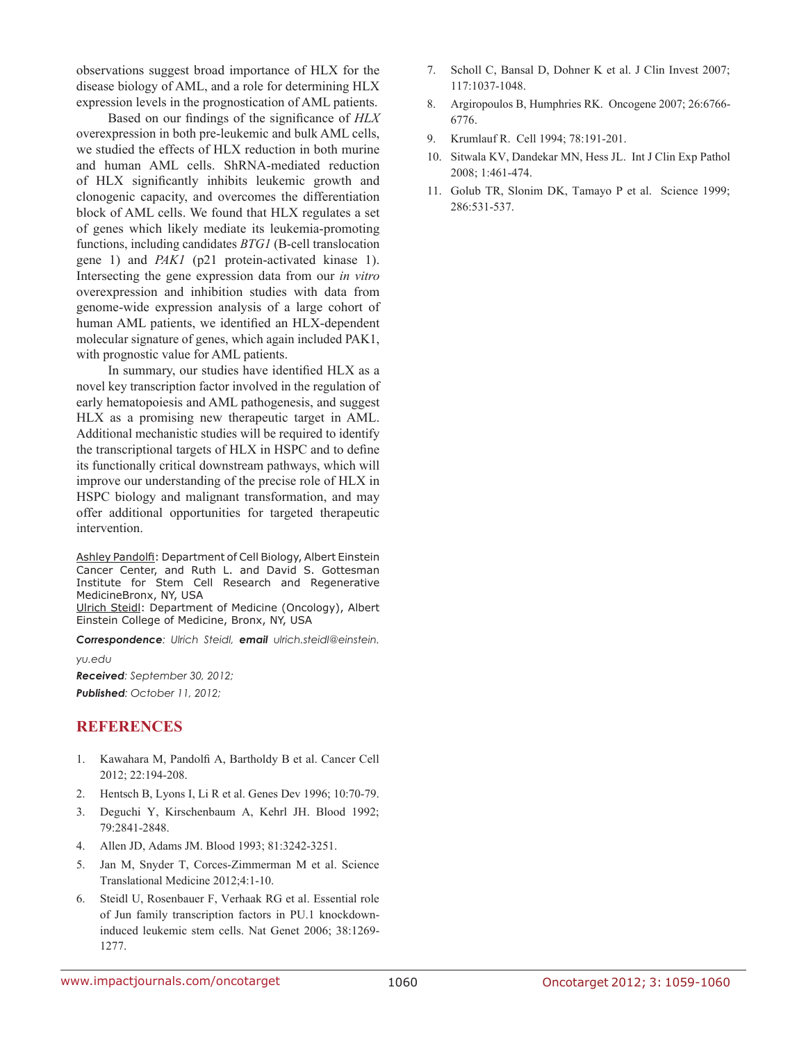observations suggest broad importance of HLX for the disease biology of AML, and a role for determining HLX expression levels in the prognostication of AML patients.

Based on our findings of the significance of *HLX* overexpression in both pre-leukemic and bulk AML cells, we studied the effects of HLX reduction in both murine and human AML cells. ShRNA-mediated reduction of HLX significantly inhibits leukemic growth and clonogenic capacity, and overcomes the differentiation block of AML cells. We found that HLX regulates a set of genes which likely mediate its leukemia-promoting functions, including candidates *BTG1* (B-cell translocation gene 1) and *PAK1* (p21 protein-activated kinase 1). Intersecting the gene expression data from our *in vitro* overexpression and inhibition studies with data from genome-wide expression analysis of a large cohort of human AML patients, we identified an HLX-dependent molecular signature of genes, which again included PAK1, with prognostic value for AML patients.

In summary, our studies have identified HLX as a novel key transcription factor involved in the regulation of early hematopoiesis and AML pathogenesis, and suggest HLX as a promising new therapeutic target in AML. Additional mechanistic studies will be required to identify the transcriptional targets of HLX in HSPC and to define its functionally critical downstream pathways, which will improve our understanding of the precise role of HLX in HSPC biology and malignant transformation, and may offer additional opportunities for targeted therapeutic intervention.

Ashley Pandolfi: Department of Cell Biology, Albert Einstein Cancer Center, and Ruth L. and David S. Gottesman Institute for Stem Cell Research and Regenerative MedicineBronx, NY, USA

Ulrich Steidl: Department of Medicine (Oncology), Albert Einstein College of Medicine, Bronx, NY, USA

***Correspondence****: Ulrich Steidl,* ***email*** *ulrich.steidl@einstein.yu.edu*

***Received****: September 30, 2012;*

***Published****: October 11, 2012;*

## REFERENCES

1. Kawahara M, Pandolfi A, Bartholdy B et al. Cancer Cell 2012; 22:194-208.
2. Hentsch B, Lyons I, Li R et al. Genes Dev 1996; 10:70-79.
3. Deguchi Y, Kirschenbaum A, Kehrl JH. Blood 1992; 79:2841-2848.
4. Allen JD, Adams JM. Blood 1993; 81:3242-3251.
5. Jan M, Snyder T, Corces-Zimmerman M et al. Science Translational Medicine 2012;4:1-10.
6. Steidl U, Rosenbauer F, Verhaak RG et al. Essential role of Jun family transcription factors in PU.1 knockdown-induced leukemic stem cells. Nat Genet 2006; 38:1269-1277.
7. Scholl C, Bansal D, Dohner K et al. J Clin Invest 2007; 117:1037-1048.
8. Argiropoulos B, Humphries RK. Oncogene 2007; 26:6766-6776.
9. Krumlauf R. Cell 1994; 78:191-201.
10. Sitwala KV, Dandekar MN, Hess JL. Int J Clin Exp Pathol 2008; 1:461-474.
11. Golub TR, Slonim DK, Tamayo P et al. Science 1999; 286:531-537.